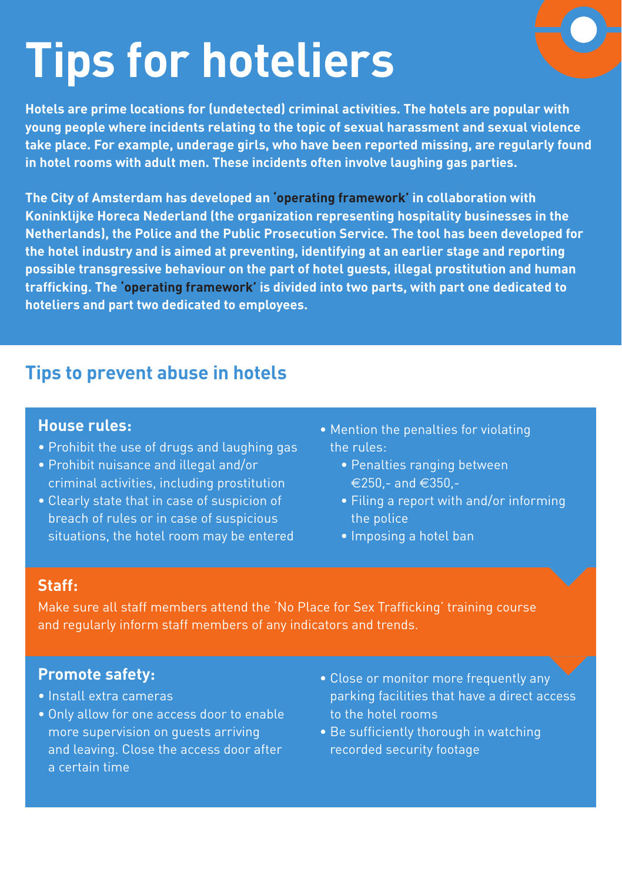# Tips for hoteliers

**Hotels are prime locations for (undetected) criminal activities. The hotels are popular with young people where incidents relating to the topic of sexual harassment and sexual violence take place. For example, underage girls, who have been reported missing, are regularly found in hotel rooms with adult men. These incidents often involve laughing gas parties.**

**The City of Amsterdam has developed an 'operating framework' in collaboration with Koninklijke Horeca Nederland (the organization representing hospitality businesses in the Netherlands), the Police and the Public Prosecution Service. The tool has been developed for the hotel industry and is aimed at preventing, identifying at an earlier stage and reporting possible transgressive behaviour on the part of hotel guests, illegal prostitution and human trafficking. The 'operating framework' is divided into two parts, with part one dedicated to hoteliers and part two dedicated to employees.**

## Tips to prevent abuse in hotels

### House rules:

- Prohibit the use of drugs and laughing gas
- Prohibit nuisance and illegal and/or criminal activities, including prostitution
- Clearly state that in case of suspicion of breach of rules or in case of suspicious situations, the hotel room may be entered
- Mention the penalties for violating the rules:
  - Penalties ranging between €250,- and €350,-
  - Filing a report with and/or informing the police
  - Imposing a hotel ban

### Staff:

Make sure all staff members attend the 'No Place for Sex Trafficking' training course and regularly inform staff members of any indicators and trends.

### Promote safety:

- Install extra cameras
- Only allow for one access door to enable more supervision on guests arriving and leaving. Close the access door after a certain time
- Close or monitor more frequently any parking facilities that have a direct access to the hotel rooms
- Be sufficiently thorough in watching recorded security footage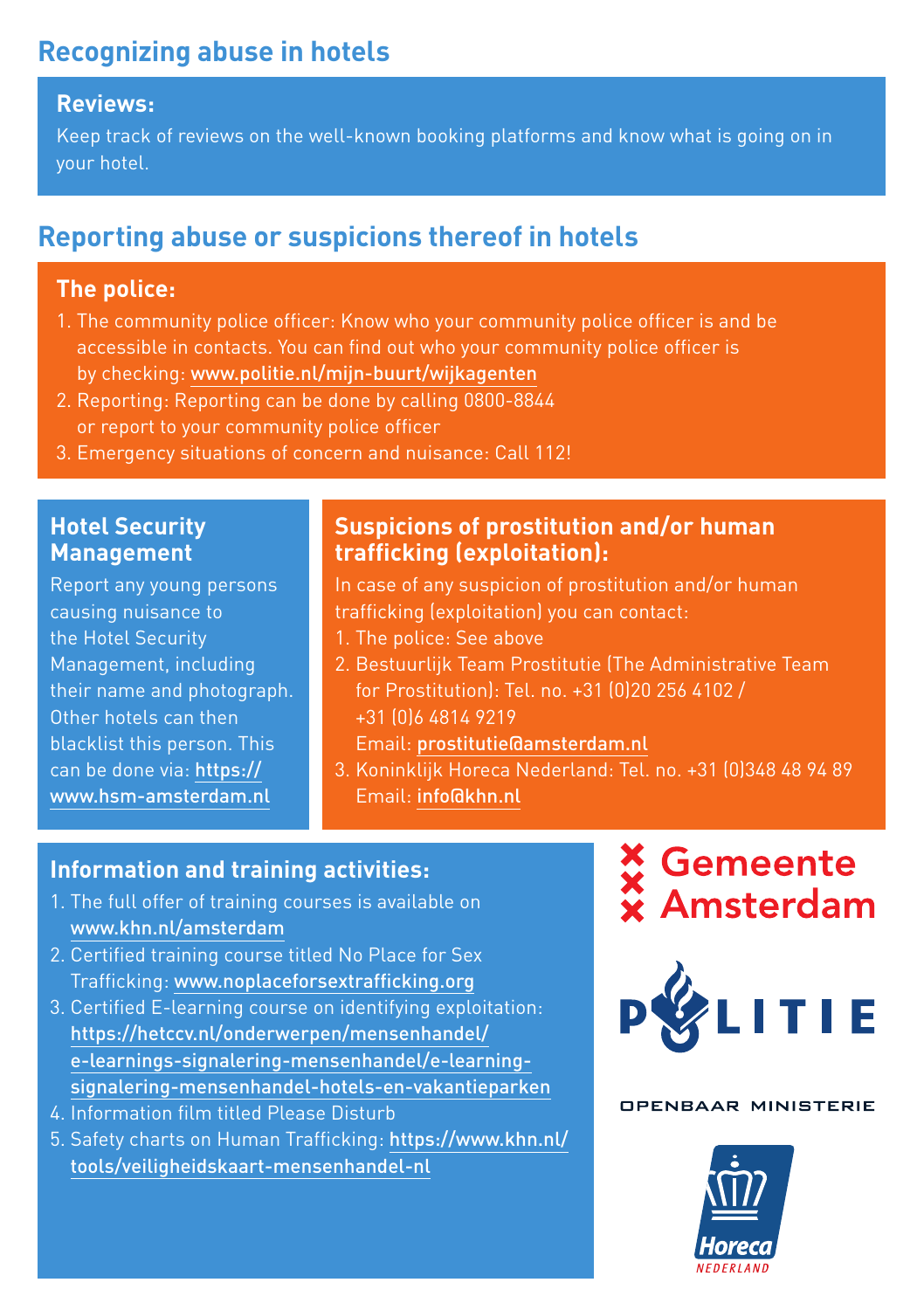## Recognizing abuse in hotels

### Reviews:

Keep track of reviews on the well-known booking platforms and know what is going on in your hotel.

## Reporting abuse or suspicions thereof in hotels

### The police:

1. The community police officer: Know who your community police officer is and be accessible in contacts. You can find out who your community police officer is by checking: www.politie.nl/mijn-buurt/wijkagenten
2. Reporting: Reporting can be done by calling 0800-8844 or report to your community police officer
3. Emergency situations of concern and nuisance: Call 112!

### Hotel Security Management

Report any young persons causing nuisance to the Hotel Security Management, including their name and photograph. Other hotels can then blacklist this person. This can be done via: https://www.hsm-amsterdam.nl

### Suspicions of prostitution and/or human trafficking (exploitation):

In case of any suspicion of prostitution and/or human trafficking (exploitation) you can contact:

1. The police: See above
2. Bestuurlijk Team Prostitutie (The Administrative Team for Prostitution): Tel. no. +31 (0)20 256 4102 / +31 (0)6 4814 9219
   Email: prostitutie@amsterdam.nl
3. Koninklijk Horeca Nederland: Tel. no. +31 (0)348 48 94 89
   Email: info@khn.nl

### Information and training activities:

1. The full offer of training courses is available on www.khn.nl/amsterdam
2. Certified training course titled No Place for Sex Trafficking: www.noplaceforsextrafficking.org
3. Certified E-learning course on identifying exploitation: https://hetccv.nl/onderwerpen/mensenhandel/e-learnings-signalering-mensenhandel/e-learning-signalering-mensenhandel-hotels-en-vakantieparken
4. Information film titled Please Disturb
5. Safety charts on Human Trafficking: https://www.khn.nl/tools/veiligheidskaart-mensenhandel-nl

Gemeente Amsterdam

POLITIE

OPENBAAR MINISTERIE

Horeca NEDERLAND